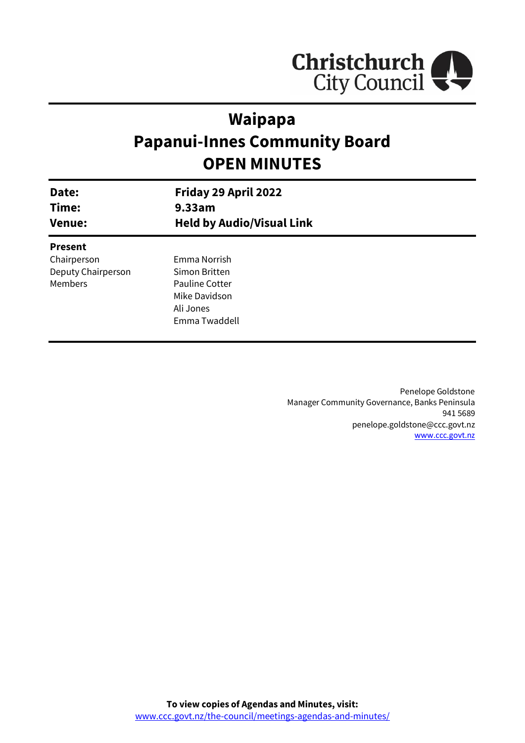Christchurch City Council

# Waipapa
# Papanui-Innes Community Board
# OPEN MINUTES

| | |
|---|---|
| **Date:** | **Friday 29 April 2022** |
| **Time:** | **9.33am** |
| **Venue:** | **Held by Audio/Visual Link** |

**Present**

| | |
|---|---|
| Chairperson | Emma Norrish |
| Deputy Chairperson | Simon Britten |
| Members | Pauline Cotter |
| | Mike Davidson |
| | Ali Jones |
| | Emma Twaddell |

Penelope Goldstone
Manager Community Governance, Banks Peninsula
941 5689
penelope.goldstone@ccc.govt.nz
www.ccc.govt.nz

**To view copies of Agendas and Minutes, visit:**
www.ccc.govt.nz/the-council/meetings-agendas-and-minutes/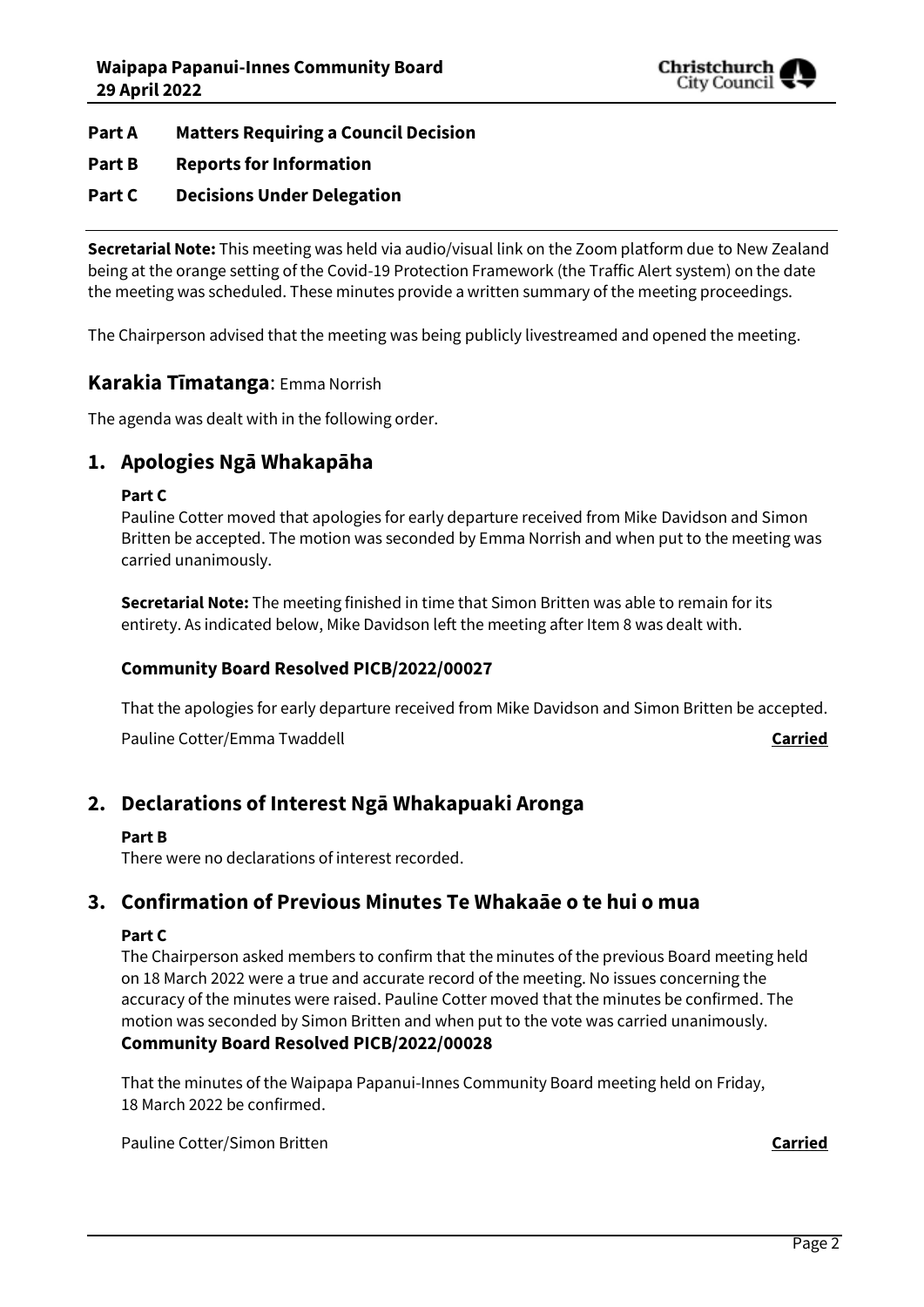**Part A Matters Requiring a Council Decision**

**Part B Reports for Information**

**Part C Decisions Under Delegation**

**Secretarial Note:** This meeting was held via audio/visual link on the Zoom platform due to New Zealand being at the orange setting of the Covid-19 Protection Framework (the Traffic Alert system) on the date the meeting was scheduled. These minutes provide a written summary of the meeting proceedings.

The Chairperson advised that the meeting was being publicly livestreamed and opened the meeting.

## Karakia Tīmatanga: Emma Norrish

The agenda was dealt with in the following order.

## 1. Apologies Ngā Whakapāha

**Part C**

Pauline Cotter moved that apologies for early departure received from Mike Davidson and Simon Britten be accepted. The motion was seconded by Emma Norrish and when put to the meeting was carried unanimously.

**Secretarial Note:** The meeting finished in time that Simon Britten was able to remain for its entirety. As indicated below, Mike Davidson left the meeting after Item 8 was dealt with.

### Community Board Resolved PICB/2022/00027

That the apologies for early departure received from Mike Davidson and Simon Britten be accepted.

Pauline Cotter/Emma Twaddell **Carried**

## 2. Declarations of Interest Ngā Whakapuaki Aronga

**Part B**

There were no declarations of interest recorded.

## 3. Confirmation of Previous Minutes Te Whakaāe o te hui o mua

**Part C**

The Chairperson asked members to confirm that the minutes of the previous Board meeting held on 18 March 2022 were a true and accurate record of the meeting. No issues concerning the accuracy of the minutes were raised. Pauline Cotter moved that the minutes be confirmed. The motion was seconded by Simon Britten and when put to the vote was carried unanimously.

### Community Board Resolved PICB/2022/00028

That the minutes of the Waipapa Papanui-Innes Community Board meeting held on Friday, 18 March 2022 be confirmed.

Pauline Cotter/Simon Britten **Carried**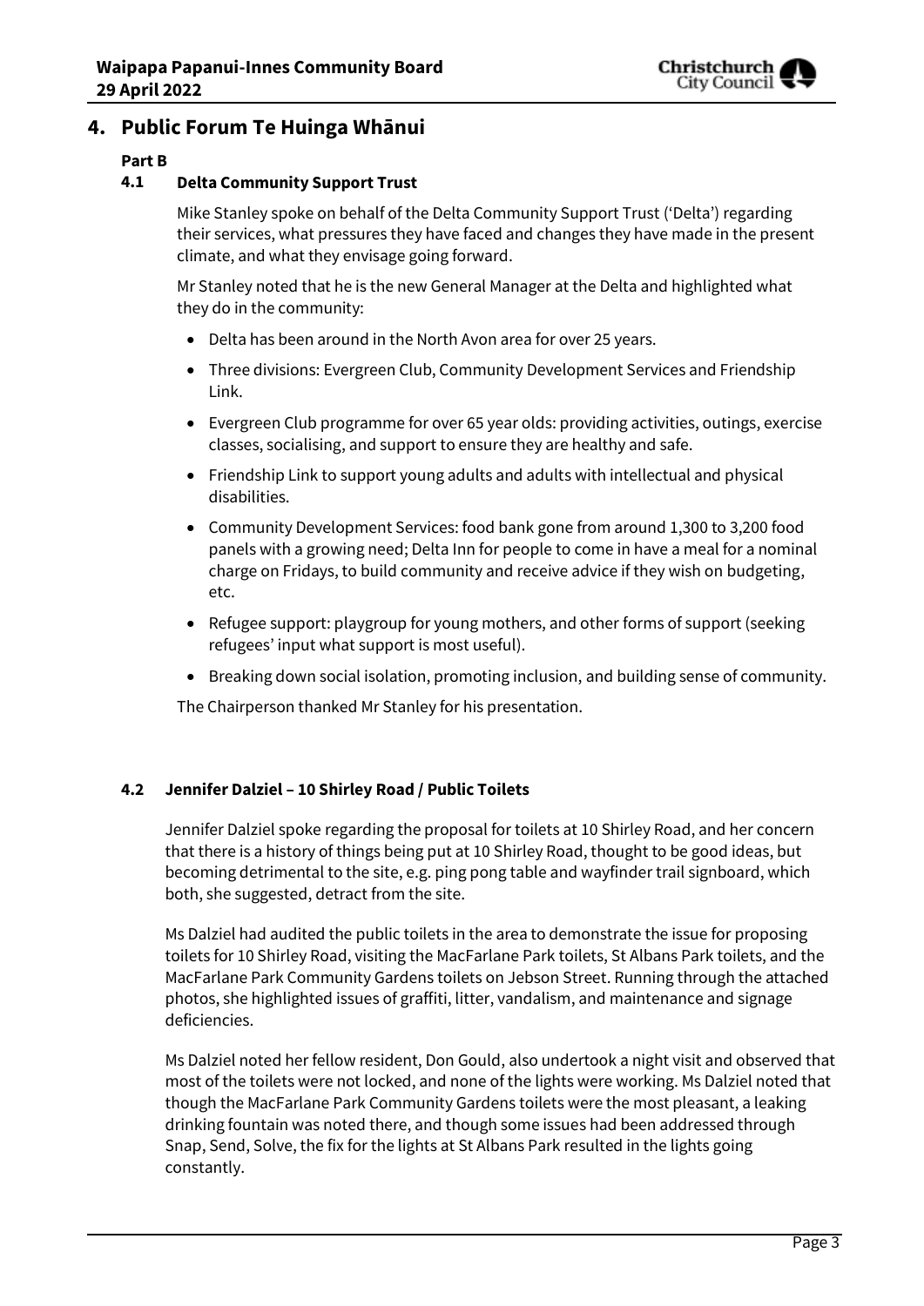## 4. Public Forum Te Huinga Whānui

**Part B**

### 4.1 Delta Community Support Trust

Mike Stanley spoke on behalf of the Delta Community Support Trust ('Delta') regarding their services, what pressures they have faced and changes they have made in the present climate, and what they envisage going forward.

Mr Stanley noted that he is the new General Manager at the Delta and highlighted what they do in the community:

- Delta has been around in the North Avon area for over 25 years.
- Three divisions: Evergreen Club, Community Development Services and Friendship Link.
- Evergreen Club programme for over 65 year olds: providing activities, outings, exercise classes, socialising, and support to ensure they are healthy and safe.
- Friendship Link to support young adults and adults with intellectual and physical disabilities.
- Community Development Services: food bank gone from around 1,300 to 3,200 food panels with a growing need; Delta Inn for people to come in have a meal for a nominal charge on Fridays, to build community and receive advice if they wish on budgeting, etc.
- Refugee support: playgroup for young mothers, and other forms of support (seeking refugees' input what support is most useful).
- Breaking down social isolation, promoting inclusion, and building sense of community.

The Chairperson thanked Mr Stanley for his presentation.

### 4.2 Jennifer Dalziel – 10 Shirley Road / Public Toilets

Jennifer Dalziel spoke regarding the proposal for toilets at 10 Shirley Road, and her concern that there is a history of things being put at 10 Shirley Road, thought to be good ideas, but becoming detrimental to the site, e.g. ping pong table and wayfinder trail signboard, which both, she suggested, detract from the site.

Ms Dalziel had audited the public toilets in the area to demonstrate the issue for proposing toilets for 10 Shirley Road, visiting the MacFarlane Park toilets, St Albans Park toilets, and the MacFarlane Park Community Gardens toilets on Jebson Street. Running through the attached photos, she highlighted issues of graffiti, litter, vandalism, and maintenance and signage deficiencies.

Ms Dalziel noted her fellow resident, Don Gould, also undertook a night visit and observed that most of the toilets were not locked, and none of the lights were working. Ms Dalziel noted that though the MacFarlane Park Community Gardens toilets were the most pleasant, a leaking drinking fountain was noted there, and though some issues had been addressed through Snap, Send, Solve, the fix for the lights at St Albans Park resulted in the lights going constantly.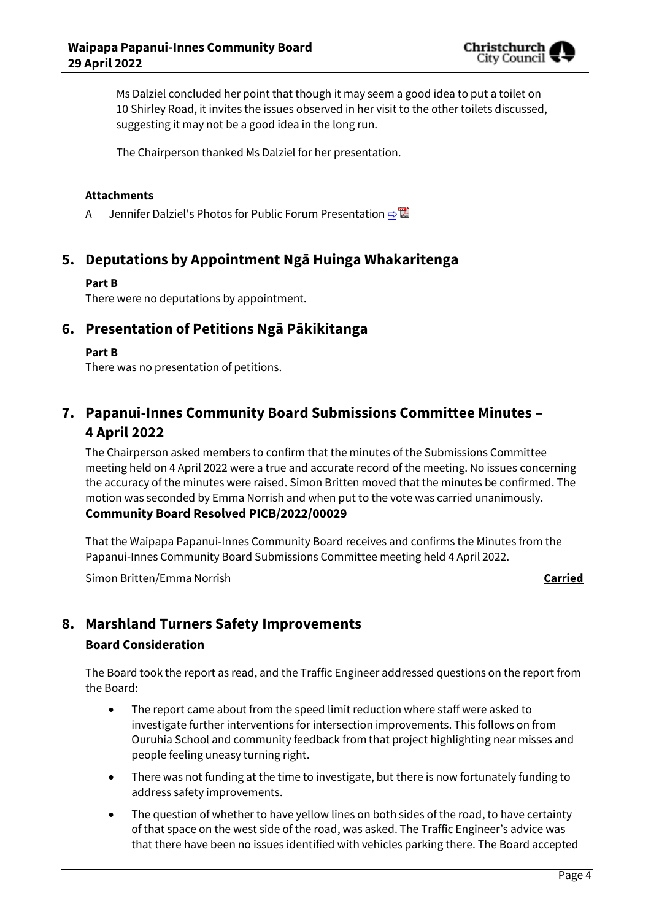Ms Dalziel concluded her point that though it may seem a good idea to put a toilet on 10 Shirley Road, it invites the issues observed in her visit to the other toilets discussed, suggesting it may not be a good idea in the long run.

The Chairperson thanked Ms Dalziel for her presentation.

**Attachments**

A Jennifer Dalziel's Photos for Public Forum Presentation

## 5. Deputations by Appointment Ngā Huinga Whakaritenga

**Part B**

There were no deputations by appointment.

## 6. Presentation of Petitions Ngā Pākikitanga

**Part B**

There was no presentation of petitions.

## 7. Papanui-Innes Community Board Submissions Committee Minutes – 4 April 2022

The Chairperson asked members to confirm that the minutes of the Submissions Committee meeting held on 4 April 2022 were a true and accurate record of the meeting. No issues concerning the accuracy of the minutes were raised. Simon Britten moved that the minutes be confirmed. The motion was seconded by Emma Norrish and when put to the vote was carried unanimously.

**Community Board Resolved PICB/2022/00029**

That the Waipapa Papanui-Innes Community Board receives and confirms the Minutes from the Papanui-Innes Community Board Submissions Committee meeting held 4 April 2022.

Simon Britten/Emma Norrish **Carried**

## 8. Marshland Turners Safety Improvements

**Board Consideration**

The Board took the report as read, and the Traffic Engineer addressed questions on the report from the Board:

- The report came about from the speed limit reduction where staff were asked to investigate further interventions for intersection improvements. This follows on from Ouruhia School and community feedback from that project highlighting near misses and people feeling uneasy turning right.
- There was not funding at the time to investigate, but there is now fortunately funding to address safety improvements.
- The question of whether to have yellow lines on both sides of the road, to have certainty of that space on the west side of the road, was asked. The Traffic Engineer's advice was that there have been no issues identified with vehicles parking there. The Board accepted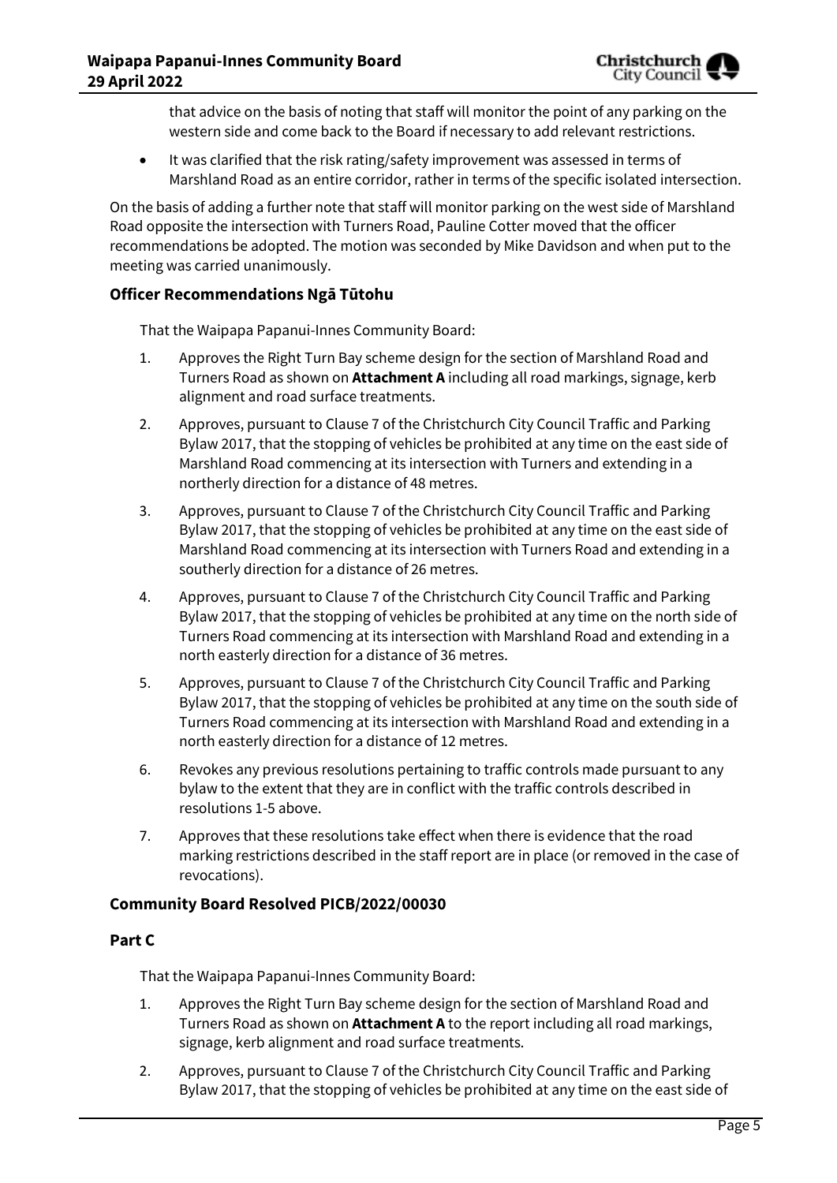that advice on the basis of noting that staff will monitor the point of any parking on the western side and come back to the Board if necessary to add relevant restrictions.

- It was clarified that the risk rating/safety improvement was assessed in terms of Marshland Road as an entire corridor, rather in terms of the specific isolated intersection.

On the basis of adding a further note that staff will monitor parking on the west side of Marshland Road opposite the intersection with Turners Road, Pauline Cotter moved that the officer recommendations be adopted. The motion was seconded by Mike Davidson and when put to the meeting was carried unanimously.

### Officer Recommendations Ngā Tūtohu

That the Waipapa Papanui-Innes Community Board:

1. Approves the Right Turn Bay scheme design for the section of Marshland Road and Turners Road as shown on **Attachment A** including all road markings, signage, kerb alignment and road surface treatments.
2. Approves, pursuant to Clause 7 of the Christchurch City Council Traffic and Parking Bylaw 2017, that the stopping of vehicles be prohibited at any time on the east side of Marshland Road commencing at its intersection with Turners and extending in a northerly direction for a distance of 48 metres.
3. Approves, pursuant to Clause 7 of the Christchurch City Council Traffic and Parking Bylaw 2017, that the stopping of vehicles be prohibited at any time on the east side of Marshland Road commencing at its intersection with Turners Road and extending in a southerly direction for a distance of 26 metres.
4. Approves, pursuant to Clause 7 of the Christchurch City Council Traffic and Parking Bylaw 2017, that the stopping of vehicles be prohibited at any time on the north side of Turners Road commencing at its intersection with Marshland Road and extending in a north easterly direction for a distance of 36 metres.
5. Approves, pursuant to Clause 7 of the Christchurch City Council Traffic and Parking Bylaw 2017, that the stopping of vehicles be prohibited at any time on the south side of Turners Road commencing at its intersection with Marshland Road and extending in a north easterly direction for a distance of 12 metres.
6. Revokes any previous resolutions pertaining to traffic controls made pursuant to any bylaw to the extent that they are in conflict with the traffic controls described in resolutions 1-5 above.
7. Approves that these resolutions take effect when there is evidence that the road marking restrictions described in the staff report are in place (or removed in the case of revocations).

### Community Board Resolved PICB/2022/00030

### Part C

That the Waipapa Papanui-Innes Community Board:

1. Approves the Right Turn Bay scheme design for the section of Marshland Road and Turners Road as shown on **Attachment A** to the report including all road markings, signage, kerb alignment and road surface treatments.
2. Approves, pursuant to Clause 7 of the Christchurch City Council Traffic and Parking Bylaw 2017, that the stopping of vehicles be prohibited at any time on the east side of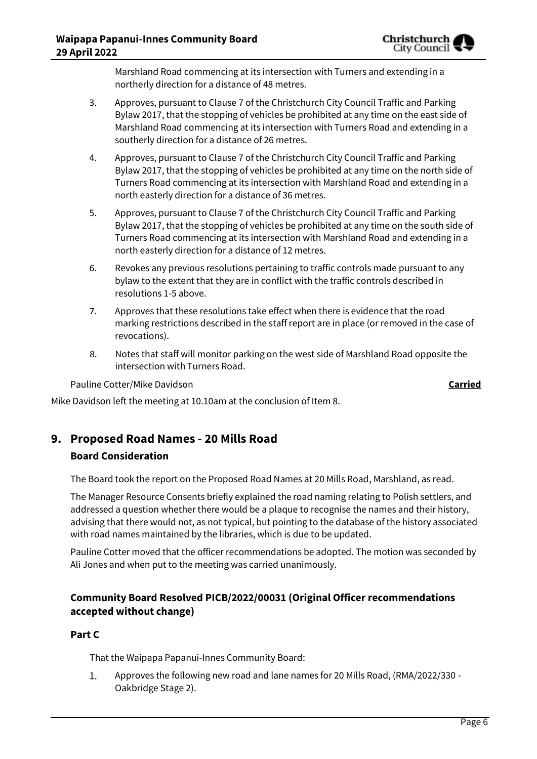Marshland Road commencing at its intersection with Turners and extending in a northerly direction for a distance of 48 metres.

3. Approves, pursuant to Clause 7 of the Christchurch City Council Traffic and Parking Bylaw 2017, that the stopping of vehicles be prohibited at any time on the east side of Marshland Road commencing at its intersection with Turners Road and extending in a southerly direction for a distance of 26 metres.

4. Approves, pursuant to Clause 7 of the Christchurch City Council Traffic and Parking Bylaw 2017, that the stopping of vehicles be prohibited at any time on the north side of Turners Road commencing at its intersection with Marshland Road and extending in a north easterly direction for a distance of 36 metres.

5. Approves, pursuant to Clause 7 of the Christchurch City Council Traffic and Parking Bylaw 2017, that the stopping of vehicles be prohibited at any time on the south side of Turners Road commencing at its intersection with Marshland Road and extending in a north easterly direction for a distance of 12 metres.

6. Revokes any previous resolutions pertaining to traffic controls made pursuant to any bylaw to the extent that they are in conflict with the traffic controls described in resolutions 1-5 above.

7. Approves that these resolutions take effect when there is evidence that the road marking restrictions described in the staff report are in place (or removed in the case of revocations).

8. Notes that staff will monitor parking on the west side of Marshland Road opposite the intersection with Turners Road.

Pauline Cotter/Mike Davidson **Carried**

Mike Davidson left the meeting at 10.10am at the conclusion of Item 8.

## 9. Proposed Road Names - 20 Mills Road

### Board Consideration

The Board took the report on the Proposed Road Names at 20 Mills Road, Marshland, as read.

The Manager Resource Consents briefly explained the road naming relating to Polish settlers, and addressed a question whether there would be a plaque to recognise the names and their history, advising that there would not, as not typical, but pointing to the database of the history associated with road names maintained by the libraries, which is due to be updated.

Pauline Cotter moved that the officer recommendations be adopted. The motion was seconded by Ali Jones and when put to the meeting was carried unanimously.

### Community Board Resolved PICB/2022/00031 (Original Officer recommendations accepted without change)

### Part C

That the Waipapa Papanui-Innes Community Board:

1. Approves the following new road and lane names for 20 Mills Road, (RMA/2022/330 - Oakbridge Stage 2).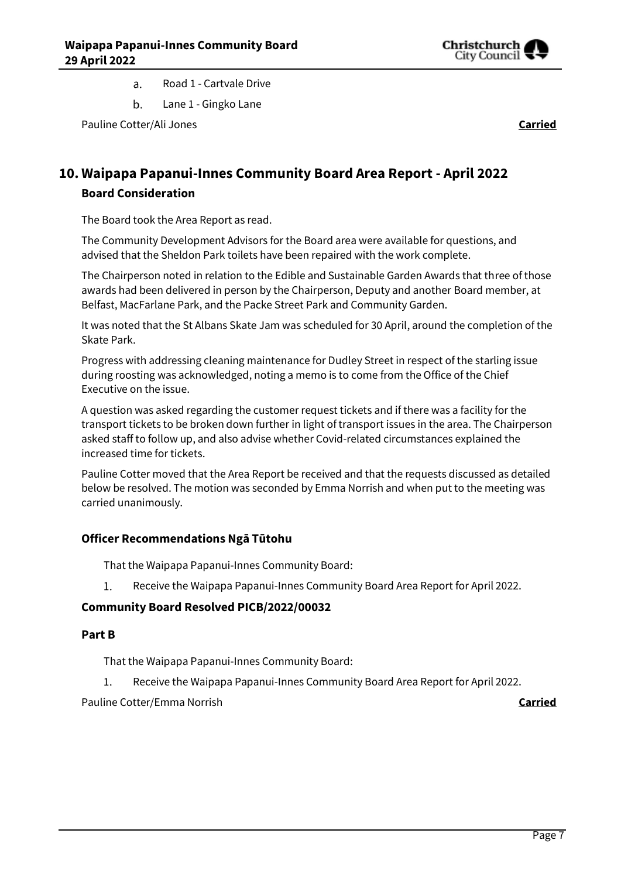a. Road 1 - Cartvale Drive
b. Lane 1 - Gingko Lane

Pauline Cotter/Ali Jones **Carried**

## 10. Waipapa Papanui-Innes Community Board Area Report - April 2022

### Board Consideration

The Board took the Area Report as read.

The Community Development Advisors for the Board area were available for questions, and advised that the Sheldon Park toilets have been repaired with the work complete.

The Chairperson noted in relation to the Edible and Sustainable Garden Awards that three of those awards had been delivered in person by the Chairperson, Deputy and another Board member, at Belfast, MacFarlane Park, and the Packe Street Park and Community Garden.

It was noted that the St Albans Skate Jam was scheduled for 30 April, around the completion of the Skate Park.

Progress with addressing cleaning maintenance for Dudley Street in respect of the starling issue during roosting was acknowledged, noting a memo is to come from the Office of the Chief Executive on the issue.

A question was asked regarding the customer request tickets and if there was a facility for the transport tickets to be broken down further in light of transport issues in the area. The Chairperson asked staff to follow up, and also advise whether Covid-related circumstances explained the increased time for tickets.

Pauline Cotter moved that the Area Report be received and that the requests discussed as detailed below be resolved. The motion was seconded by Emma Norrish and when put to the meeting was carried unanimously.

### Officer Recommendations Ngā Tūtohu

That the Waipapa Papanui-Innes Community Board:

1. Receive the Waipapa Papanui-Innes Community Board Area Report for April 2022.

### Community Board Resolved PICB/2022/00032

### Part B

That the Waipapa Papanui-Innes Community Board:

1. Receive the Waipapa Papanui-Innes Community Board Area Report for April 2022.

Pauline Cotter/Emma Norrish **Carried**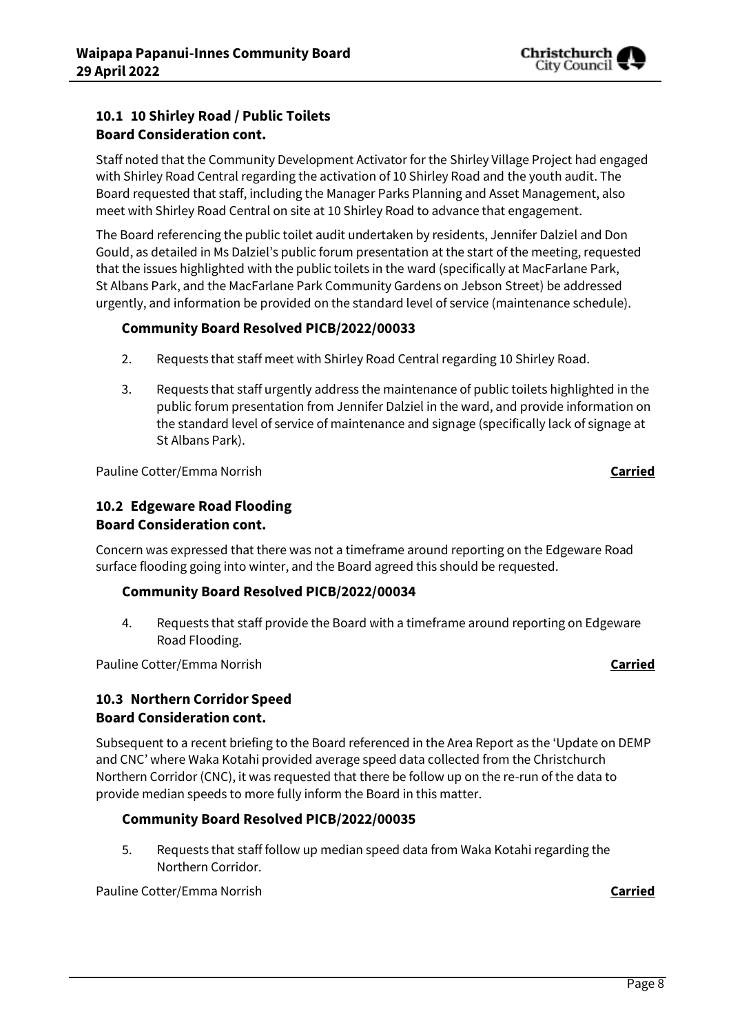### 10.1 10 Shirley Road / Public Toilets
### Board Consideration cont.

Staff noted that the Community Development Activator for the Shirley Village Project had engaged with Shirley Road Central regarding the activation of 10 Shirley Road and the youth audit. The Board requested that staff, including the Manager Parks Planning and Asset Management, also meet with Shirley Road Central on site at 10 Shirley Road to advance that engagement.

The Board referencing the public toilet audit undertaken by residents, Jennifer Dalziel and Don Gould, as detailed in Ms Dalziel's public forum presentation at the start of the meeting, requested that the issues highlighted with the public toilets in the ward (specifically at MacFarlane Park, St Albans Park, and the MacFarlane Park Community Gardens on Jebson Street) be addressed urgently, and information be provided on the standard level of service (maintenance schedule).

#### Community Board Resolved PICB/2022/00033

2. Requests that staff meet with Shirley Road Central regarding 10 Shirley Road.

3. Requests that staff urgently address the maintenance of public toilets highlighted in the public forum presentation from Jennifer Dalziel in the ward, and provide information on the standard level of service of maintenance and signage (specifically lack of signage at St Albans Park).

Pauline Cotter/Emma Norrish **Carried**

### 10.2 Edgeware Road Flooding
### Board Consideration cont.

Concern was expressed that there was not a timeframe around reporting on the Edgeware Road surface flooding going into winter, and the Board agreed this should be requested.

#### Community Board Resolved PICB/2022/00034

4. Requests that staff provide the Board with a timeframe around reporting on Edgeware Road Flooding.

Pauline Cotter/Emma Norrish **Carried**

### 10.3 Northern Corridor Speed
### Board Consideration cont.

Subsequent to a recent briefing to the Board referenced in the Area Report as the 'Update on DEMP and CNC' where Waka Kotahi provided average speed data collected from the Christchurch Northern Corridor (CNC), it was requested that there be follow up on the re-run of the data to provide median speeds to more fully inform the Board in this matter.

#### Community Board Resolved PICB/2022/00035

5. Requests that staff follow up median speed data from Waka Kotahi regarding the Northern Corridor.

Pauline Cotter/Emma Norrish **Carried**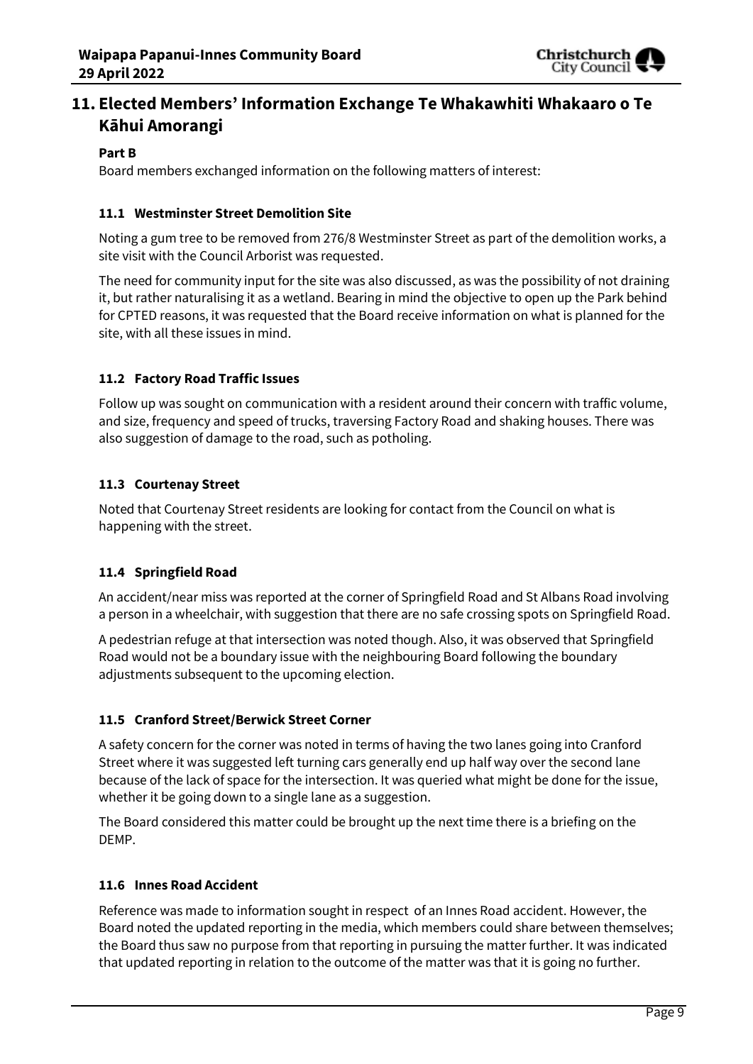## 11. Elected Members' Information Exchange Te Whakawhiti Whakaaro o Te Kāhui Amorangi

**Part B**

Board members exchanged information on the following matters of interest:

### 11.1 Westminster Street Demolition Site

Noting a gum tree to be removed from 276/8 Westminster Street as part of the demolition works, a site visit with the Council Arborist was requested.

The need for community input for the site was also discussed, as was the possibility of not draining it, but rather naturalising it as a wetland. Bearing in mind the objective to open up the Park behind for CPTED reasons, it was requested that the Board receive information on what is planned for the site, with all these issues in mind.

### 11.2 Factory Road Traffic Issues

Follow up was sought on communication with a resident around their concern with traffic volume, and size, frequency and speed of trucks, traversing Factory Road and shaking houses. There was also suggestion of damage to the road, such as potholing.

### 11.3 Courtenay Street

Noted that Courtenay Street residents are looking for contact from the Council on what is happening with the street.

### 11.4 Springfield Road

An accident/near miss was reported at the corner of Springfield Road and St Albans Road involving a person in a wheelchair, with suggestion that there are no safe crossing spots on Springfield Road.

A pedestrian refuge at that intersection was noted though. Also, it was observed that Springfield Road would not be a boundary issue with the neighbouring Board following the boundary adjustments subsequent to the upcoming election.

### 11.5 Cranford Street/Berwick Street Corner

A safety concern for the corner was noted in terms of having the two lanes going into Cranford Street where it was suggested left turning cars generally end up half way over the second lane because of the lack of space for the intersection. It was queried what might be done for the issue, whether it be going down to a single lane as a suggestion.

The Board considered this matter could be brought up the next time there is a briefing on the DEMP.

### 11.6 Innes Road Accident

Reference was made to information sought in respect of an Innes Road accident. However, the Board noted the updated reporting in the media, which members could share between themselves; the Board thus saw no purpose from that reporting in pursuing the matter further. It was indicated that updated reporting in relation to the outcome of the matter was that it is going no further.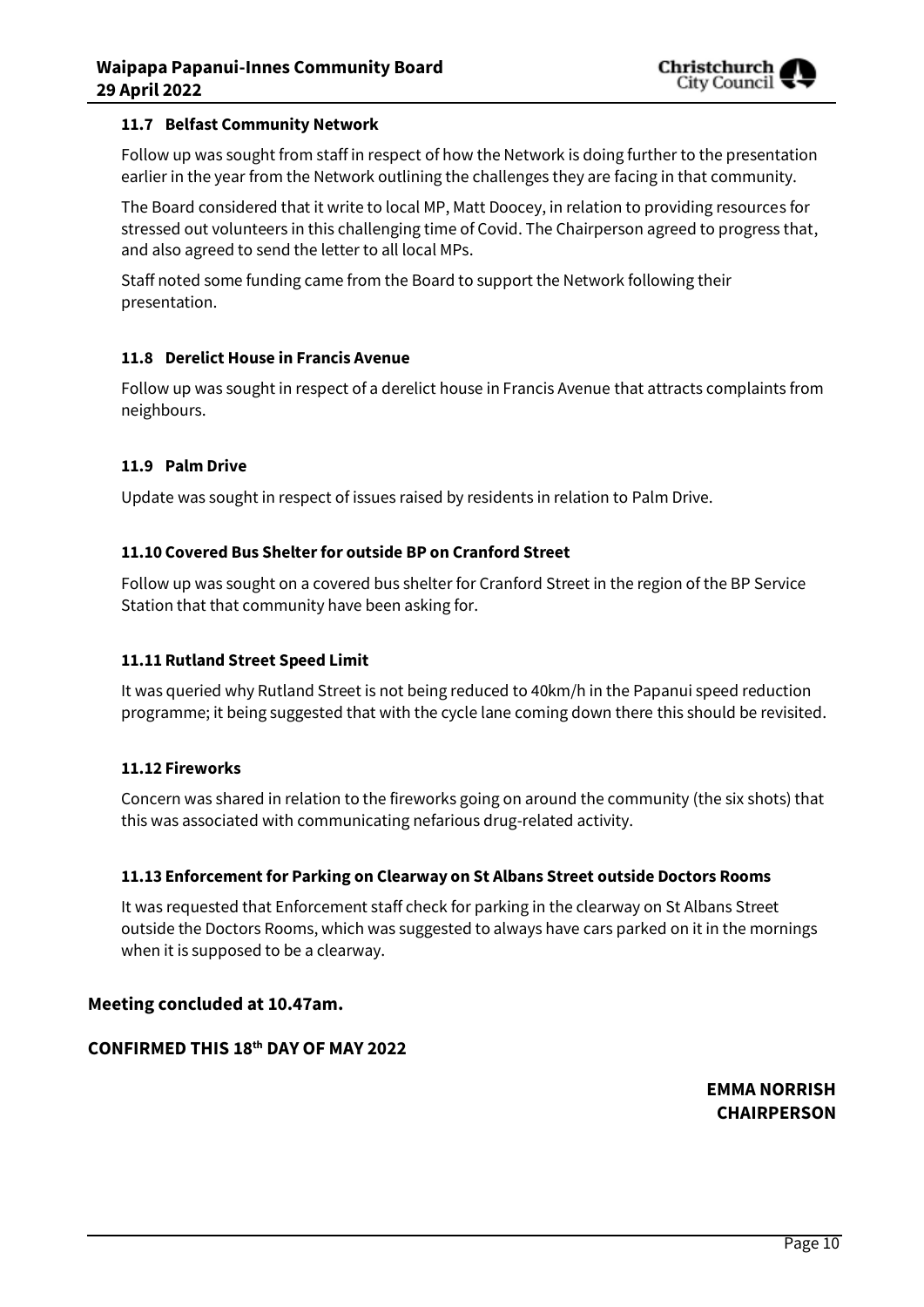### 11.7 Belfast Community Network

Follow up was sought from staff in respect of how the Network is doing further to the presentation earlier in the year from the Network outlining the challenges they are facing in that community.

The Board considered that it write to local MP, Matt Doocey, in relation to providing resources for stressed out volunteers in this challenging time of Covid. The Chairperson agreed to progress that, and also agreed to send the letter to all local MPs.

Staff noted some funding came from the Board to support the Network following their presentation.

### 11.8 Derelict House in Francis Avenue

Follow up was sought in respect of a derelict house in Francis Avenue that attracts complaints from neighbours.

### 11.9 Palm Drive

Update was sought in respect of issues raised by residents in relation to Palm Drive.

### 11.10 Covered Bus Shelter for outside BP on Cranford Street

Follow up was sought on a covered bus shelter for Cranford Street in the region of the BP Service Station that that community have been asking for.

### 11.11 Rutland Street Speed Limit

It was queried why Rutland Street is not being reduced to 40km/h in the Papanui speed reduction programme; it being suggested that with the cycle lane coming down there this should be revisited.

### 11.12 Fireworks

Concern was shared in relation to the fireworks going on around the community (the six shots) that this was associated with communicating nefarious drug-related activity.

### 11.13 Enforcement for Parking on Clearway on St Albans Street outside Doctors Rooms

It was requested that Enforcement staff check for parking in the clearway on St Albans Street outside the Doctors Rooms, which was suggested to always have cars parked on it in the mornings when it is supposed to be a clearway.

**Meeting concluded at 10.47am.**

**CONFIRMED THIS 18th DAY OF MAY 2022**

**EMMA NORRISH**
**CHAIRPERSON**